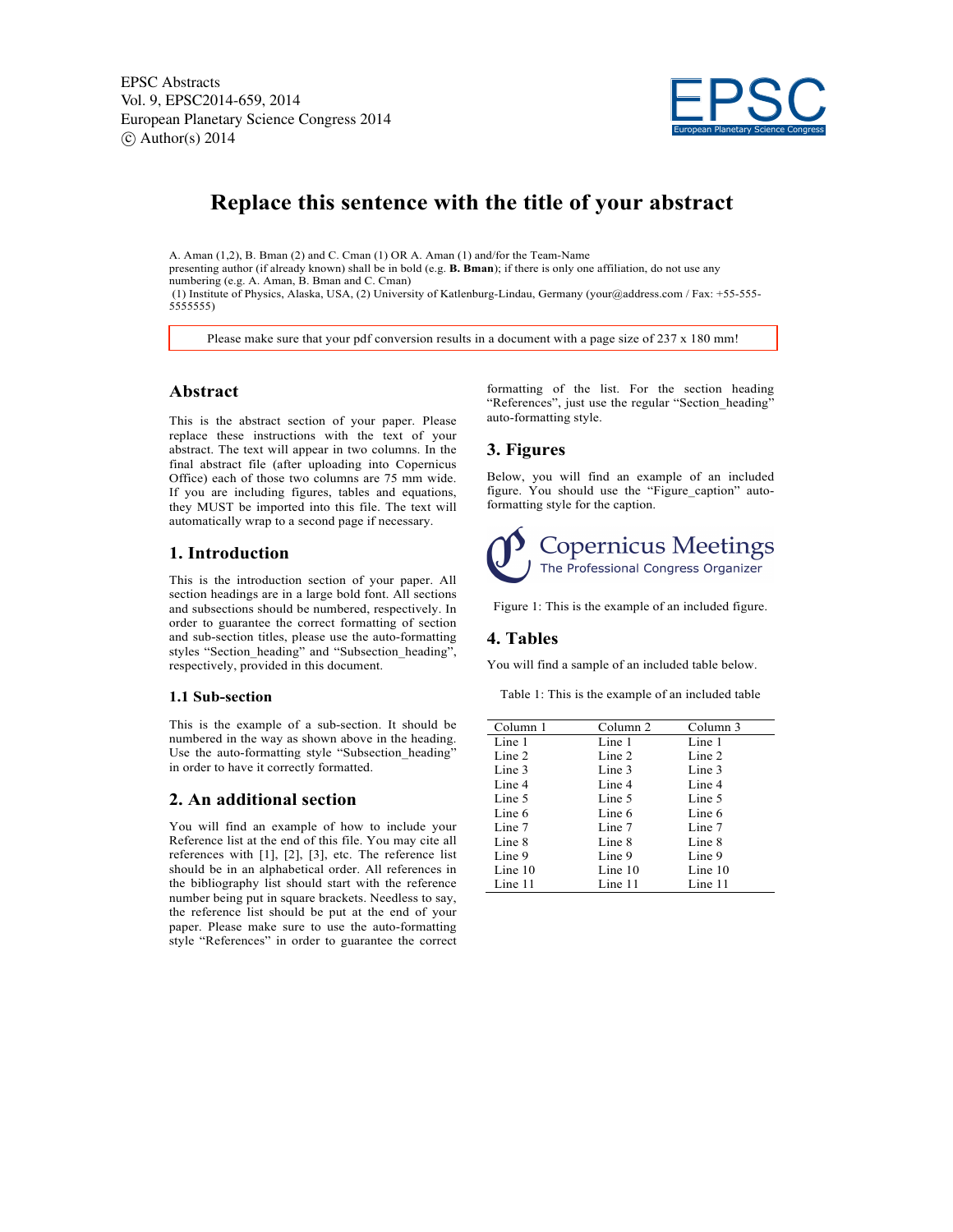# Replace this sentence with the title of your abstract

A. Aman (1,2), B. Bman (2) and C. Cman (1) OR A. Aman (1) and/for the Team-Name
presenting author (if already known) shall be in bold (e.g. **B. Bman**); if there is only one affiliation, do not use any numbering (e.g. A. Aman, B. Bman and C. Cman)
(1) Institute of Physics, Alaska, USA, (2) University of Katlenburg-Lindau, Germany (your@address.com / Fax: +55-555-5555555)

Please make sure that your pdf conversion results in a document with a page size of 237 x 180 mm!

## Abstract

This is the abstract section of your paper. Please replace these instructions with the text of your abstract. The text will appear in two columns. In the final abstract file (after uploading into Copernicus Office) each of those two columns are 75 mm wide. If you are including figures, tables and equations, they MUST be imported into this file. The text will automatically wrap to a second page if necessary.

## 1. Introduction

This is the introduction section of your paper. All section headings are in a large bold font. All sections and subsections should be numbered, respectively. In order to guarantee the correct formatting of section and sub-section titles, please use the auto-formatting styles "Section_heading" and "Subsection_heading", respectively, provided in this document.

### 1.1 Sub-section

This is the example of a sub-section. It should be numbered in the way as shown above in the heading. Use the auto-formatting style "Subsection_heading" in order to have it correctly formatted.

## 2. An additional section

You will find an example of how to include your Reference list at the end of this file. You may cite all references with [1], [2], [3], etc. The reference list should be in an alphabetical order. All references in the bibliography list should start with the reference number being put in square brackets. Needless to say, the reference list should be put at the end of your paper. Please make sure to use the auto-formatting style "References" in order to guarantee the correct formatting of the list. For the section heading "References", just use the regular "Section_heading" auto-formatting style.

## 3. Figures

Below, you will find an example of an included figure. You should use the "Figure_caption" auto-formatting style for the caption.

Figure 1: This is the example of an included figure.

## 4. Tables

You will find a sample of an included table below.

Table 1: This is the example of an included table

| Column 1 | Column 2 | Column 3 |
|---|---|---|
| Line 1 | Line 1 | Line 1 |
| Line 2 | Line 2 | Line 2 |
| Line 3 | Line 3 | Line 3 |
| Line 4 | Line 4 | Line 4 |
| Line 5 | Line 5 | Line 5 |
| Line 6 | Line 6 | Line 6 |
| Line 7 | Line 7 | Line 7 |
| Line 8 | Line 8 | Line 8 |
| Line 9 | Line 9 | Line 9 |
| Line 10 | Line 10 | Line 10 |
| Line 11 | Line 11 | Line 11 |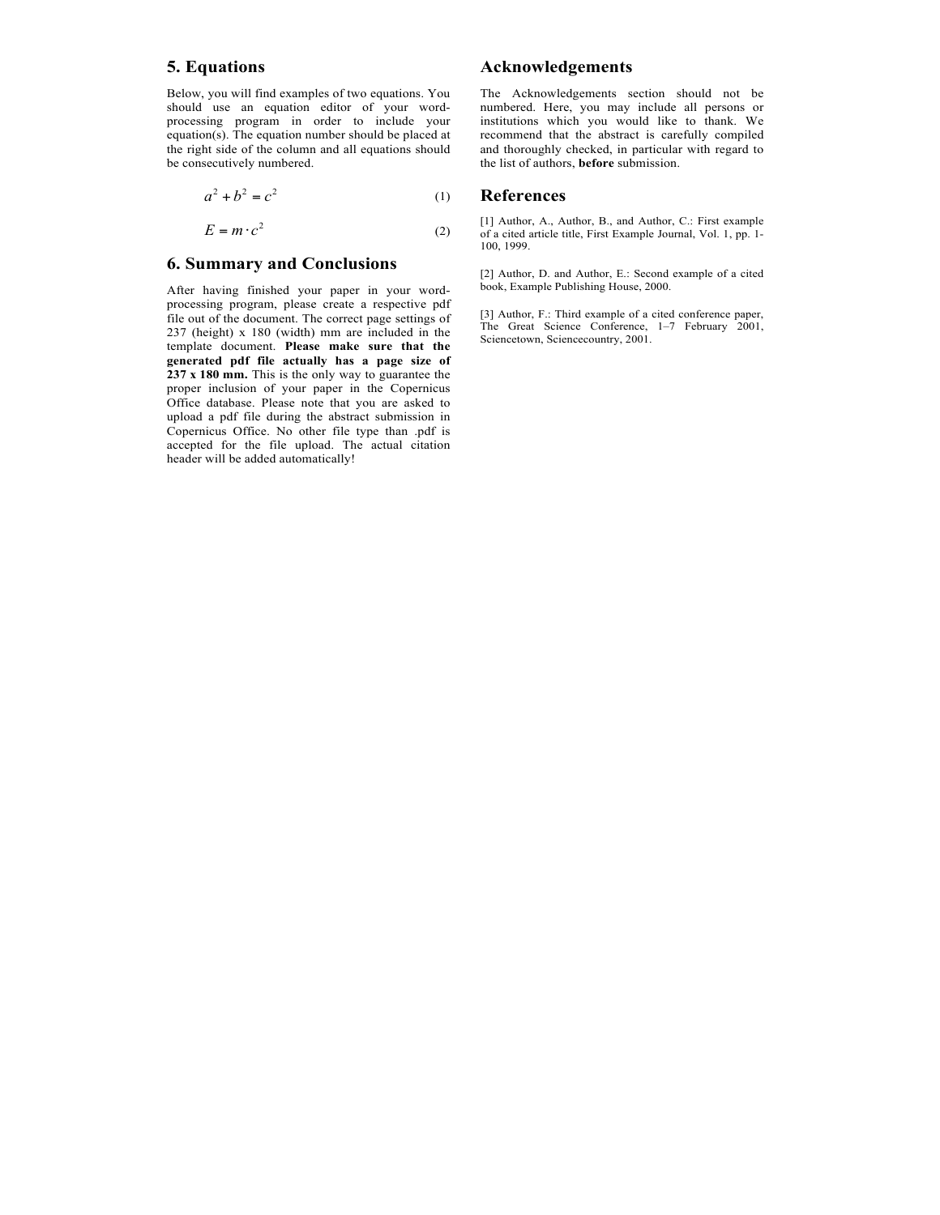## 5. Equations

Below, you will find examples of two equations. You should use an equation editor of your word-processing program in order to include your equation(s). The equation number should be placed at the right side of the column and all equations should be consecutively numbered.

$$a^2 + b^2 = c^2 \tag{1}$$

$$E = m \cdot c^2 \tag{2}$$

## 6. Summary and Conclusions

After having finished your paper in your word-processing program, please create a respective pdf file out of the document. The correct page settings of 237 (height) x 180 (width) mm are included in the template document. **Please make sure that the generated pdf file actually has a page size of 237 x 180 mm.** This is the only way to guarantee the proper inclusion of your paper in the Copernicus Office database. Please note that you are asked to upload a pdf file during the abstract submission in Copernicus Office. No other file type than .pdf is accepted for the file upload. The actual citation header will be added automatically!

## Acknowledgements

The Acknowledgements section should not be numbered. Here, you may include all persons or institutions which you would like to thank. We recommend that the abstract is carefully compiled and thoroughly checked, in particular with regard to the list of authors, **before** submission.

## References

[1] Author, A., Author, B., and Author, C.: First example of a cited article title, First Example Journal, Vol. 1, pp. 1-100, 1999.

[2] Author, D. and Author, E.: Second example of a cited book, Example Publishing House, 2000.

[3] Author, F.: Third example of a cited conference paper, The Great Science Conference, 1–7 February 2001, Sciencetown, Sciencecountry, 2001.